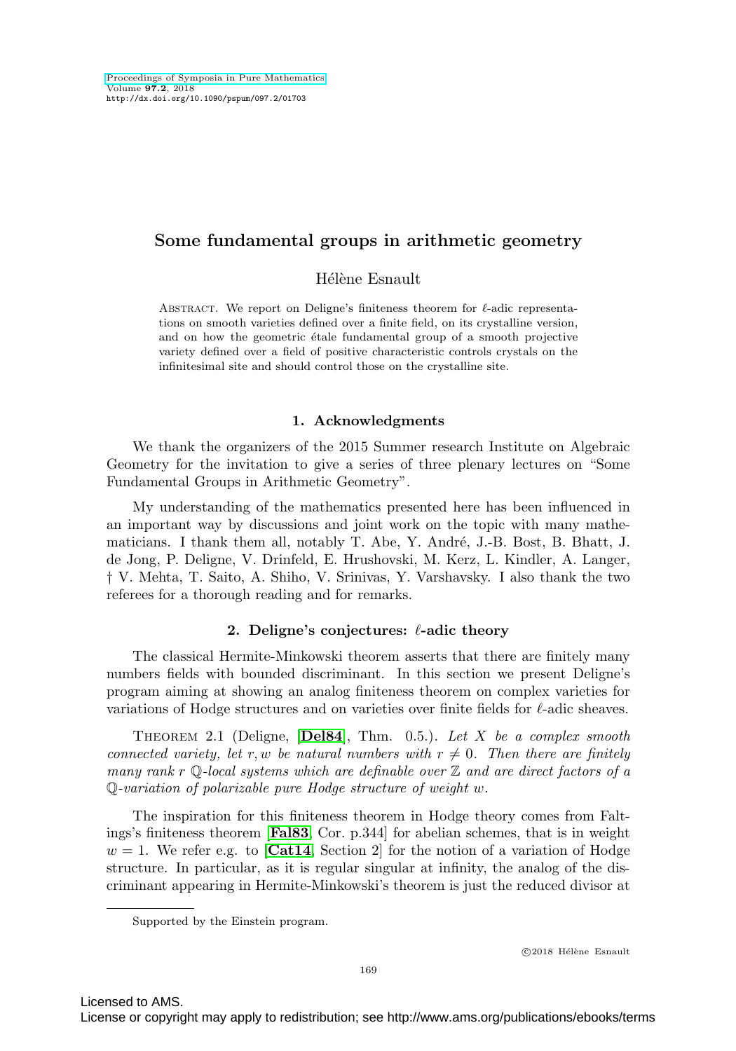# Some fundamental groups in arithmetic geometry

Hélène Esnault

Abstract. We report on Deligne's finiteness theorem for $\ell$-adic representations on smooth varieties defined over a finite field, on its crystalline version, and on how the geometric étale fundamental group of a smooth projective variety defined over a field of positive characteristic controls crystals on the infinitesimal site and should control those on the crystalline site.

## 1. Acknowledgments

We thank the organizers of the 2015 Summer research Institute on Algebraic Geometry for the invitation to give a series of three plenary lectures on "Some Fundamental Groups in Arithmetic Geometry".

My understanding of the mathematics presented here has been influenced in an important way by discussions and joint work on the topic with many mathematicians. I thank them all, notably T. Abe, Y. André, J.-B. Bost, B. Bhatt, J. de Jong, P. Deligne, V. Drinfeld, E. Hrushovski, M. Kerz, L. Kindler, A. Langer, † V. Mehta, T. Saito, A. Shiho, V. Srinivas, Y. Varshavsky. I also thank the two referees for a thorough reading and for remarks.

## 2. Deligne's conjectures: $\ell$-adic theory

The classical Hermite-Minkowski theorem asserts that there are finitely many numbers fields with bounded discriminant. In this section we present Deligne's program aiming at showing an analog finiteness theorem on complex varieties for variations of Hodge structures and on varieties over finite fields for $\ell$-adic sheaves.

Theorem 2.1 (Deligne, [**Del84**], Thm. 0.5.). *Let $X$ be a complex smooth connected variety, let $r, w$ be natural numbers with $r \neq 0$. Then there are finitely many rank $r$ $\mathbb{Q}$-local systems which are definable over $\mathbb{Z}$ and are direct factors of a $\mathbb{Q}$-variation of polarizable pure Hodge structure of weight $w$.*

The inspiration for this finiteness theorem in Hodge theory comes from Faltings's finiteness theorem [**Fal83**, Cor. p.344] for abelian schemes, that is in weight $w = 1$. We refer e.g. to [**Cat14**, Section 2] for the notion of a variation of Hodge structure. In particular, as it is regular singular at infinity, the analog of the discriminant appearing in Hermite-Minkowski's theorem is just the reduced divisor at

Supported by the Einstein program.

©2018 Hélène Esnault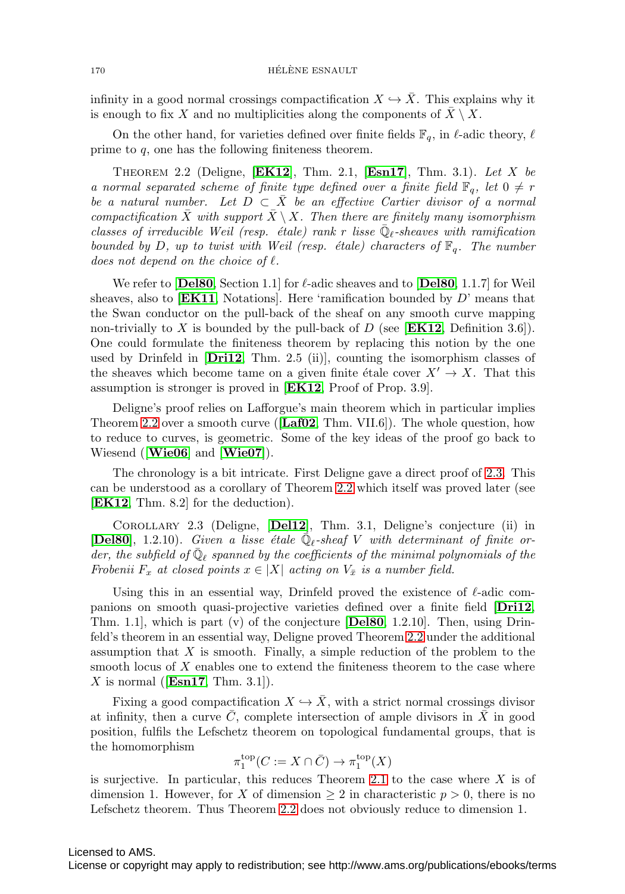infinity in a good normal crossings compactification $X \hookrightarrow \bar{X}$. This explains why it is enough to fix $X$ and no multiplicities along the components of $\bar{X} \setminus X$.

On the other hand, for varieties defined over finite fields $\mathbb{F}_q$, in $\ell$-adic theory, $\ell$ prime to $q$, one has the following finiteness theorem.

Theorem 2.2 (Deligne, [**EK12**], Thm. 2.1, [**Esn17**], Thm. 3.1). *Let $X$ be a normal separated scheme of finite type defined over a finite field $\mathbb{F}_q$, let $0 \neq r$ be a natural number. Let $D \subset \bar{X}$ be an effective Cartier divisor of a normal compactification $\bar{X}$ with support $\bar{X} \setminus X$. Then there are finitely many isomorphism classes of irreducible Weil (resp. étale) rank $r$ lisse $\bar{\mathbb{Q}}_\ell$-sheaves with ramification bounded by $D$, up to twist with Weil (resp. étale) characters of $\mathbb{F}_q$. The number does not depend on the choice of $\ell$.*

We refer to [**Del80**, Section 1.1] for $\ell$-adic sheaves and to [**Del80**, 1.1.7] for Weil sheaves, also to [**EK11**, Notations]. Here 'ramification bounded by $D$' means that the Swan conductor on the pull-back of the sheaf on any smooth curve mapping non-trivially to $X$ is bounded by the pull-back of $D$ (see [**EK12**, Definition 3.6]). One could formulate the finiteness theorem by replacing this notion by the one used by Drinfeld in [**Dri12**, Thm. 2.5 (ii)], counting the isomorphism classes of the sheaves which become tame on a given finite étale cover $X' \to X$. That this assumption is stronger is proved in [**EK12**, Proof of Prop. 3.9].

Deligne's proof relies on Lafforgue's main theorem which in particular implies Theorem 2.2 over a smooth curve ([**Laf02**, Thm. VII.6]). The whole question, how to reduce to curves, is geometric. Some of the key ideas of the proof go back to Wiesend ([**Wie06**] and [**Wie07**]).

The chronology is a bit intricate. First Deligne gave a direct proof of 2.3. This can be understood as a corollary of Theorem 2.2 which itself was proved later (see [**EK12**, Thm. 8.2] for the deduction).

Corollary 2.3 (Deligne, [**Del12**], Thm. 3.1, Deligne's conjecture (ii) in [**Del80**], 1.2.10). *Given a lisse étale $\bar{\mathbb{Q}}_\ell$-sheaf $V$ with determinant of finite order, the subfield of $\bar{\mathbb{Q}}_\ell$ spanned by the coefficients of the minimal polynomials of the Frobenii $F_x$ at closed points $x \in |X|$ acting on $V_{\bar{x}}$ is a number field.*

Using this in an essential way, Drinfeld proved the existence of $\ell$-adic companions on smooth quasi-projective varieties defined over a finite field [**Dri12**, Thm. 1.1], which is part (v) of the conjecture [**Del80**, 1.2.10]. Then, using Drinfeld's theorem in an essential way, Deligne proved Theorem 2.2 under the additional assumption that $X$ is smooth. Finally, a simple reduction of the problem to the smooth locus of $X$ enables one to extend the finiteness theorem to the case where $X$ is normal ([**Esn17**, Thm. 3.1]).

Fixing a good compactification $X \hookrightarrow \bar{X}$, with a strict normal crossings divisor at infinity, then a curve $\bar{C}$, complete intersection of ample divisors in $\bar{X}$ in good position, fulfils the Lefschetz theorem on topological fundamental groups, that is the homomorphism

$$\pi_1^{\mathrm{top}}(C := X \cap \bar{C}) \to \pi_1^{\mathrm{top}}(X)$$

is surjective. In particular, this reduces Theorem 2.1 to the case where $X$ is of dimension 1. However, for $X$ of dimension $\geq 2$ in characteristic $p > 0$, there is no Lefschetz theorem. Thus Theorem 2.2 does not obviously reduce to dimension 1.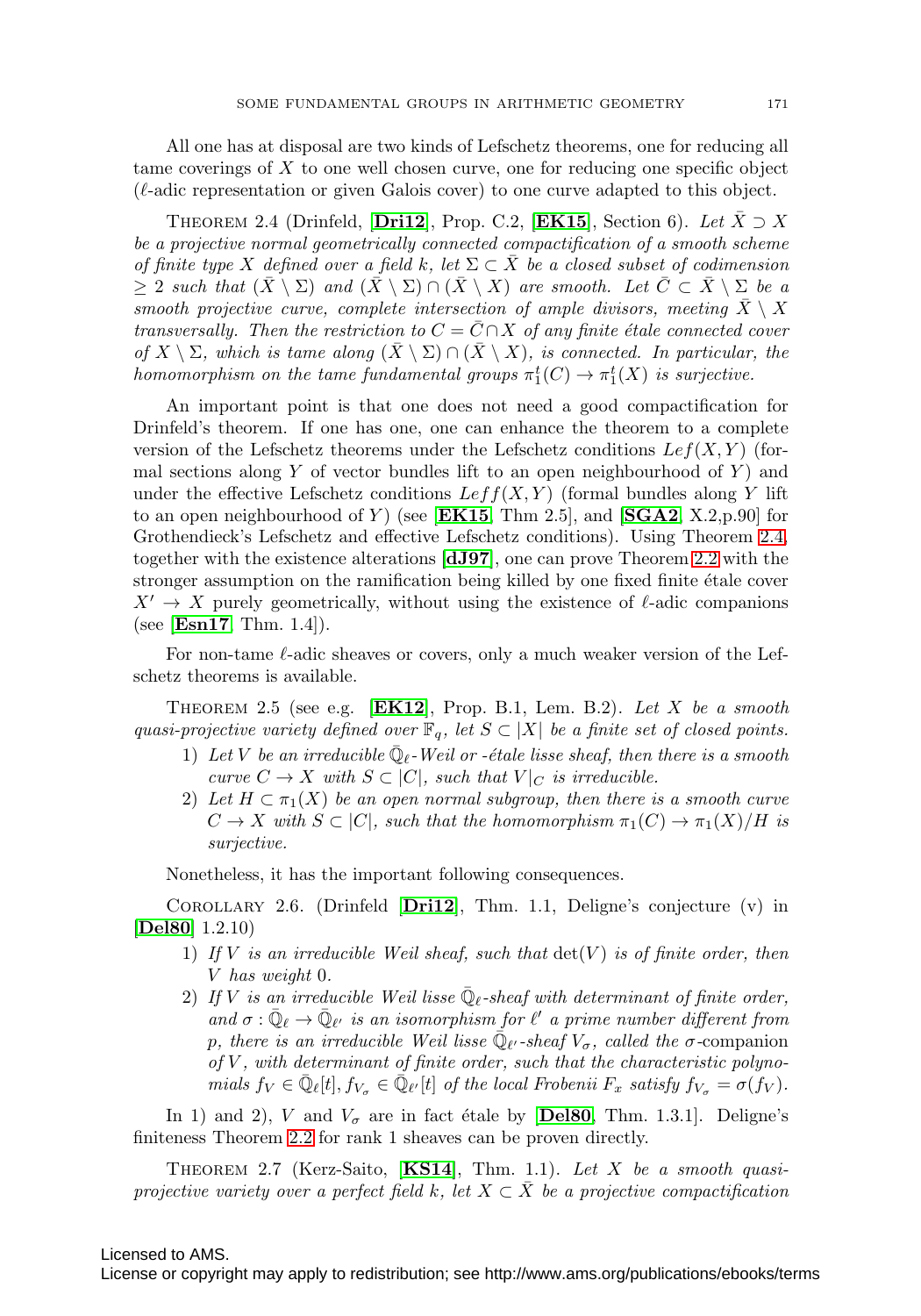All one has at disposal are two kinds of Lefschetz theorems, one for reducing all tame coverings of $X$ to one well chosen curve, one for reducing one specific object ($\ell$-adic representation or given Galois cover) to one curve adapted to this object.

Theorem 2.4 (Drinfeld, [**Dri12**], Prop. C.2, [**EK15**], Section 6). *Let $\bar{X} \supset X$ be a projective normal geometrically connected compactification of a smooth scheme of finite type $X$ defined over a field $k$, let $\Sigma \subset \bar{X}$ be a closed subset of codimension $\geq 2$ such that $(\bar{X} \setminus \Sigma)$ and $(\bar{X} \setminus \Sigma) \cap (\bar{X} \setminus X)$ are smooth. Let $\bar{C} \subset \bar{X} \setminus \Sigma$ be a smooth projective curve, complete intersection of ample divisors, meeting $\bar{X} \setminus X$ transversally. Then the restriction to $C = \bar{C} \cap X$ of any finite étale connected cover of $X \setminus \Sigma$, which is tame along $(\bar{X} \setminus \Sigma) \cap (\bar{X} \setminus X)$, is connected. In particular, the homomorphism on the tame fundamental groups $\pi_1^t(C) \to \pi_1^t(X)$ is surjective.*

An important point is that one does not need a good compactification for Drinfeld's theorem. If one has one, one can enhance the theorem to a complete version of the Lefschetz theorems under the Lefschetz conditions $Lef(X, Y)$ (formal sections along $Y$ of vector bundles lift to an open neighbourhood of $Y$) and under the effective Lefschetz conditions $Leff(X, Y)$ (formal bundles along $Y$ lift to an open neighbourhood of $Y$) (see [**EK15**, Thm 2.5], and [**SGA2**, X.2,p.90] for Grothendieck's Lefschetz and effective Lefschetz conditions). Using Theorem 2.4, together with the existence alterations [**dJ97**], one can prove Theorem 2.2 with the stronger assumption on the ramification being killed by one fixed finite étale cover $X' \to X$ purely geometrically, without using the existence of $\ell$-adic companions (see [**Esn17**, Thm. 1.4]).

For non-tame $\ell$-adic sheaves or covers, only a much weaker version of the Lefschetz theorems is available.

Theorem 2.5 (see e.g. [**EK12**], Prop. B.1, Lem. B.2). *Let $X$ be a smooth quasi-projective variety defined over $\mathbb{F}_q$, let $S \subset |X|$ be a finite set of closed points.*

1) *Let $V$ be an irreducible $\bar{\mathbb{Q}}_\ell$-Weil or -étale lisse sheaf, then there is a smooth curve $C \to X$ with $S \subset |C|$, such that $V|_C$ is irreducible.*
2) *Let $H \subset \pi_1(X)$ be an open normal subgroup, then there is a smooth curve $C \to X$ with $S \subset |C|$, such that the homomorphism $\pi_1(C) \to \pi_1(X)/H$ is surjective.*

Nonetheless, it has the important following consequences.

Corollary 2.6. (Drinfeld [**Dri12**], Thm. 1.1, Deligne's conjecture (v) in [**Del80**] 1.2.10)

1) *If $V$ is an irreducible Weil sheaf, such that $\det(V)$ is of finite order, then $V$ has weight 0.*
2) *If $V$ is an irreducible Weil lisse $\bar{\mathbb{Q}}_\ell$-sheaf with determinant of finite order, and $\sigma : \bar{\mathbb{Q}}_\ell \to \bar{\mathbb{Q}}_{\ell'}$ is an isomorphism for $\ell'$ a prime number different from $p$, there is an irreducible Weil lisse $\bar{\mathbb{Q}}_{\ell'}$-sheaf $V_\sigma$, called the $\sigma$-companion of $V$, with determinant of finite order, such that the characteristic polynomials $f_V \in \bar{\mathbb{Q}}_\ell[t], f_{V_\sigma} \in \bar{\mathbb{Q}}_{\ell'}[t]$ of the local Frobenii $F_x$ satisfy $f_{V_\sigma} = \sigma(f_V)$.*

In 1) and 2), $V$ and $V_\sigma$ are in fact étale by [**Del80**, Thm. 1.3.1]. Deligne's finiteness Theorem 2.2 for rank 1 sheaves can be proven directly.

Theorem 2.7 (Kerz-Saito, [**KS14**], Thm. 1.1). *Let $X$ be a smooth quasi-projective variety over a perfect field $k$, let $X \subset \bar{X}$ be a projective compactification*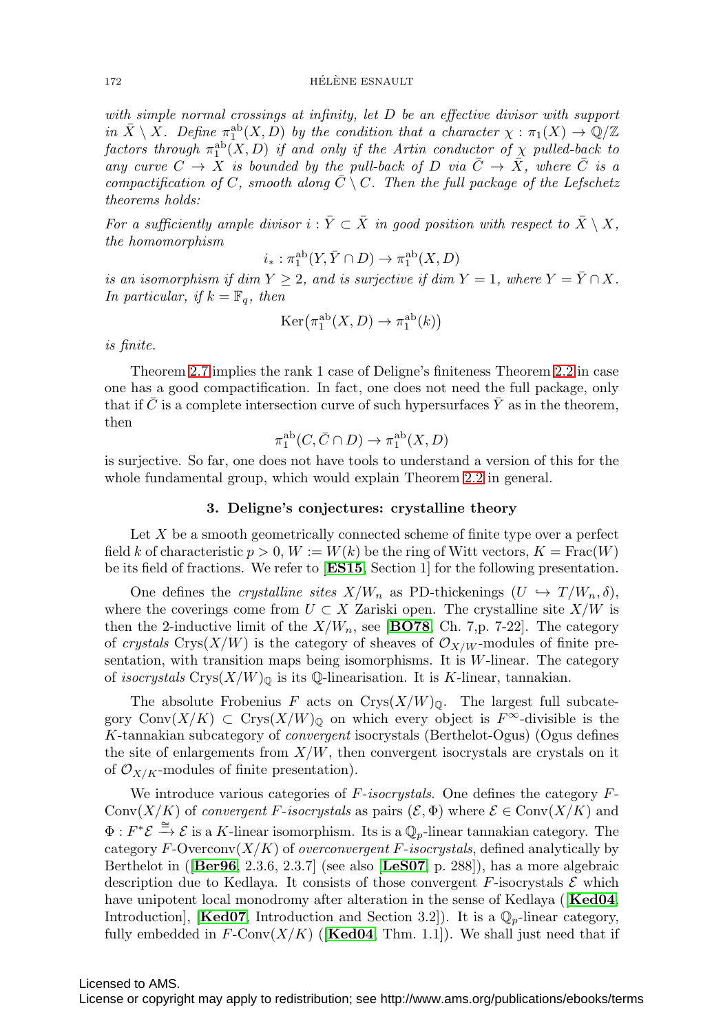*with simple normal crossings at infinity, let $D$ be an effective divisor with support in $\bar{X} \setminus X$. Define $\pi_1^{\rm ab}(X, D)$ by the condition that a character $\chi : \pi_1(X) \to \mathbb{Q}/\mathbb{Z}$ factors through $\pi_1^{\rm ab}(X, D)$ if and only if the Artin conductor of $\chi$ pulled-back to any curve $C \to X$ is bounded by the pull-back of $D$ via $\bar{C} \to \bar{X}$, where $\bar{C}$ is a compactification of $C$, smooth along $\bar{C} \setminus C$. Then the full package of the Lefschetz theorems holds:*

*For a sufficiently ample divisor $i : \bar{Y} \subset \bar{X}$ in good position with respect to $\bar{X} \setminus X$, the homomorphism*

$$i_* : \pi_1^{\rm ab}(Y, \bar{Y} \cap D) \to \pi_1^{\rm ab}(X, D)$$

*is an isomorphism if $\dim Y \geq 2$, and is surjective if $\dim Y = 1$, where $Y = \bar{Y} \cap X$. In particular, if $k = \mathbb{F}_q$, then*

$$\mathrm{Ker}\big(\pi_1^{\rm ab}(X, D) \to \pi_1^{\rm ab}(k)\big)$$

*is finite.*

Theorem 2.7 implies the rank 1 case of Deligne's finiteness Theorem 2.2 in case one has a good compactification. In fact, one does not need the full package, only that if $\bar{C}$ is a complete intersection curve of such hypersurfaces $\bar{Y}$ as in the theorem, then

$$\pi_1^{\rm ab}(C, \bar{C} \cap D) \to \pi_1^{\rm ab}(X, D)$$

is surjective. So far, one does not have tools to understand a version of this for the whole fundamental group, which would explain Theorem 2.2 in general.

## 3. Deligne's conjectures: crystalline theory

Let $X$ be a smooth geometrically connected scheme of finite type over a perfect field $k$ of characteristic $p > 0$, $W := W(k)$ be the ring of Witt vectors, $K = \mathrm{Frac}(W)$ be its field of fractions. We refer to [**ES15**, Section 1] for the following presentation.

One defines the *crystalline sites* $X/W_n$ as PD-thickenings $(U \hookrightarrow T/W_n, \delta)$, where the coverings come from $U \subset X$ Zariski open. The crystalline site $X/W$ is then the 2-inductive limit of the $X/W_n$, see [**BO78**, Ch. 7,p. 7-22]. The category of *crystals* $\mathrm{Crys}(X/W)$ is the category of sheaves of $\mathcal{O}_{X/W}$-modules of finite presentation, with transition maps being isomorphisms. It is $W$-linear. The category of *isocrystals* $\mathrm{Crys}(X/W)_{\mathbb{Q}}$ is its $\mathbb{Q}$-linearisation. It is $K$-linear, tannakian.

The absolute Frobenius $F$ acts on $\mathrm{Crys}(X/W)_{\mathbb{Q}}$. The largest full subcategory $\mathrm{Conv}(X/K) \subset \mathrm{Crys}(X/W)_{\mathbb{Q}}$ on which every object is $F^\infty$-divisible is the $K$-tannakian subcategory of *convergent* isocrystals (Berthelot-Ogus) (Ogus defines the site of enlargements from $X/W$, then convergent isocrystals are crystals on it of $\mathcal{O}_{X/K}$-modules of finite presentation).

We introduce various categories of *$F$-isocrystals*. One defines the category $F$-$\mathrm{Conv}(X/K)$ of *convergent $F$-isocrystals* as pairs $(\mathcal{E}, \Phi)$ where $\mathcal{E} \in \mathrm{Conv}(X/K)$ and $\Phi : F^*\mathcal{E} \xrightarrow{\cong} \mathcal{E}$ is a $K$-linear isomorphism. Its is a $\mathbb{Q}_p$-linear tannakian category. The category $F$-$\mathrm{Overconv}(X/K)$ of *overconvergent $F$-isocrystals*, defined analytically by Berthelot in ([**Ber96**, 2.3.6, 2.3.7] (see also [**LeS07**, p. 288]), has a more algebraic description due to Kedlaya. It consists of those convergent $F$-isocrystals $\mathcal{E}$ which have unipotent local monodromy after alteration in the sense of Kedlaya ([**Ked04**, Introduction], [**Ked07**, Introduction and Section 3.2]). It is a $\mathbb{Q}_p$-linear category, fully embedded in $F$-$\mathrm{Conv}(X/K)$ ([**Ked04**, Thm. 1.1]). We shall just need that if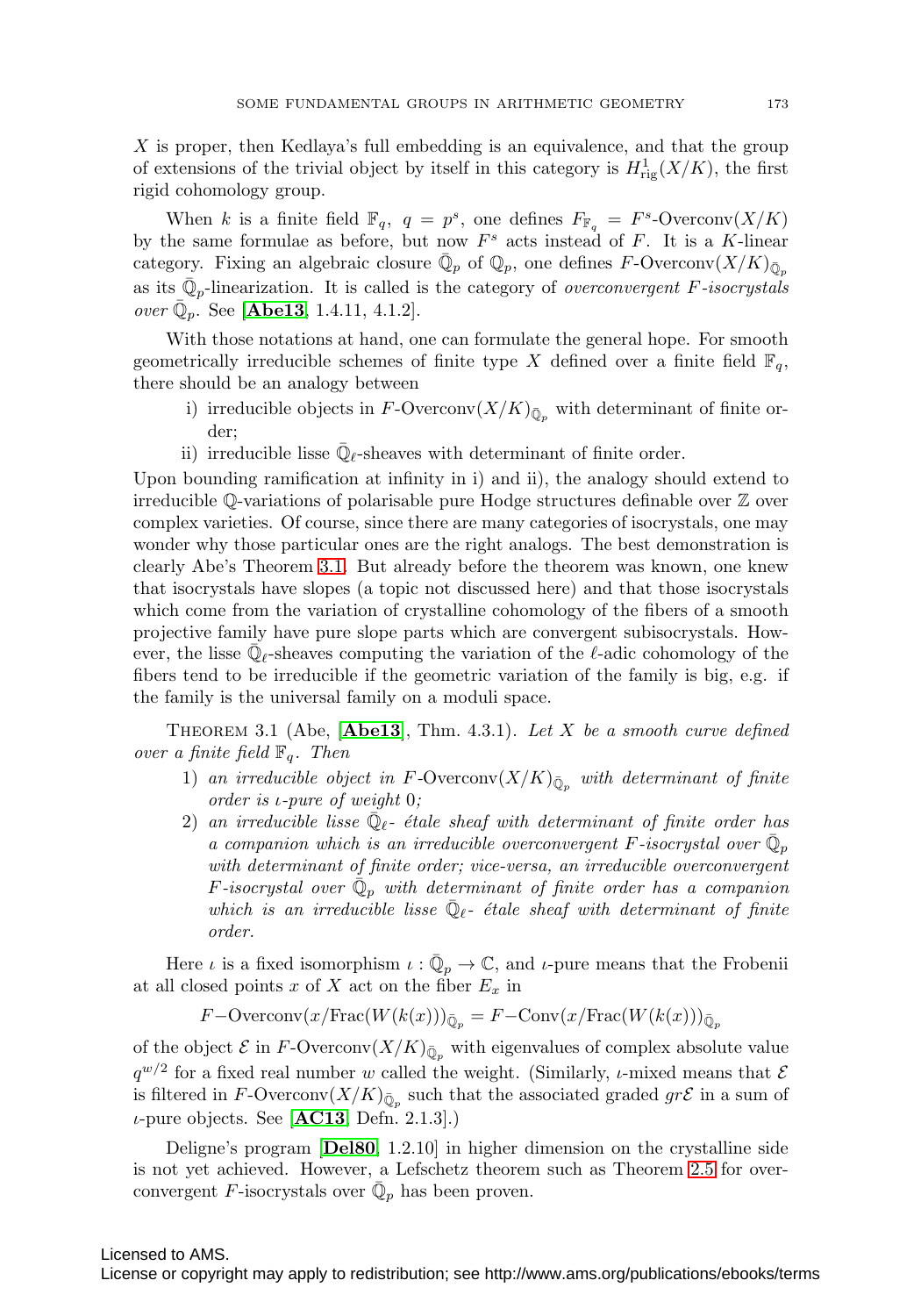$X$ is proper, then Kedlaya's full embedding is an equivalence, and that the group of extensions of the trivial object by itself in this category is $H^1_{\text{rig}}(X/K)$, the first rigid cohomology group.

When $k$ is a finite field $\mathbb{F}_q$, $q = p^s$, one defines $F_{\mathbb{F}_q} = F^s\text{-Overconv}(X/K)$ by the same formulae as before, but now $F^s$ acts instead of $F$. It is a $K$-linear category. Fixing an algebraic closure $\bar{\mathbb{Q}}_p$ of $\mathbb{Q}_p$, one defines $F\text{-Overconv}(X/K)_{\bar{\mathbb{Q}}_p}$ as its $\bar{\mathbb{Q}}_p$-linearization. It is called is the category of *overconvergent $F$-isocrystals over $\bar{\mathbb{Q}}_p$*. See [**Abe13**, 1.4.11, 4.1.2].

With those notations at hand, one can formulate the general hope. For smooth geometrically irreducible schemes of finite type $X$ defined over a finite field $\mathbb{F}_q$, there should be an analogy between

i) irreducible objects in $F\text{-Overconv}(X/K)_{\bar{\mathbb{Q}}_p}$ with determinant of finite order;

ii) irreducible lisse $\bar{\mathbb{Q}}_\ell$-sheaves with determinant of finite order.

Upon bounding ramification at infinity in i) and ii), the analogy should extend to irreducible $\mathbb{Q}$-variations of polarisable pure Hodge structures definable over $\mathbb{Z}$ over complex varieties. Of course, since there are many categories of isocrystals, one may wonder why those particular ones are the right analogs. The best demonstration is clearly Abe's Theorem 3.1. But already before the theorem was known, one knew that isocrystals have slopes (a topic not discussed here) and that those isocrystals which come from the variation of crystalline cohomology of the fibers of a smooth projective family have pure slope parts which are convergent subisocrystals. However, the lisse $\bar{\mathbb{Q}}_\ell$-sheaves computing the variation of the $\ell$-adic cohomology of the fibers tend to be irreducible if the geometric variation of the family is big, e.g. if the family is the universal family on a moduli space.

Theorem 3.1 (Abe, [**Abe13**], Thm. 4.3.1). *Let $X$ be a smooth curve defined over a finite field $\mathbb{F}_q$. Then*

1) *an irreducible object in $F\text{-Overconv}(X/K)_{\bar{\mathbb{Q}}_p}$ with determinant of finite order is $\iota$-pure of weight $0$;*

2) *an irreducible lisse $\bar{\mathbb{Q}}_\ell$- étale sheaf with determinant of finite order has a companion which is an irreducible overconvergent $F$-isocrystal over $\bar{\mathbb{Q}}_p$ with determinant of finite order; vice-versa, an irreducible overconvergent $F$-isocrystal over $\bar{\mathbb{Q}}_p$ with determinant of finite order has a companion which is an irreducible lisse $\bar{\mathbb{Q}}_\ell$- étale sheaf with determinant of finite order.*

Here $\iota$ is a fixed isomorphism $\iota : \bar{\mathbb{Q}}_p \to \mathbb{C}$, and $\iota$-pure means that the Frobenii at all closed points $x$ of $X$ act on the fiber $E_x$ in

$$F\text{-Overconv}(x/\text{Frac}(W(k(x)))_{\bar{\mathbb{Q}}_p} = F\text{-Conv}(x/\text{Frac}(W(k(x)))_{\bar{\mathbb{Q}}_p}$$

of the object $\mathcal{E}$ in $F\text{-Overconv}(X/K)_{\bar{\mathbb{Q}}_p}$ with eigenvalues of complex absolute value $q^{w/2}$ for a fixed real number $w$ called the weight. (Similarly, $\iota$-mixed means that $\mathcal{E}$ is filtered in $F\text{-Overconv}(X/K)_{\bar{\mathbb{Q}}_p}$ such that the associated graded $gr\mathcal{E}$ in a sum of $\iota$-pure objects. See [**AC13**, Defn. 2.1.3].)

Deligne's program [**Del80**, 1.2.10] in higher dimension on the crystalline side is not yet achieved. However, a Lefschetz theorem such as Theorem 2.5 for overconvergent $F$-isocrystals over $\bar{\mathbb{Q}}_p$ has been proven.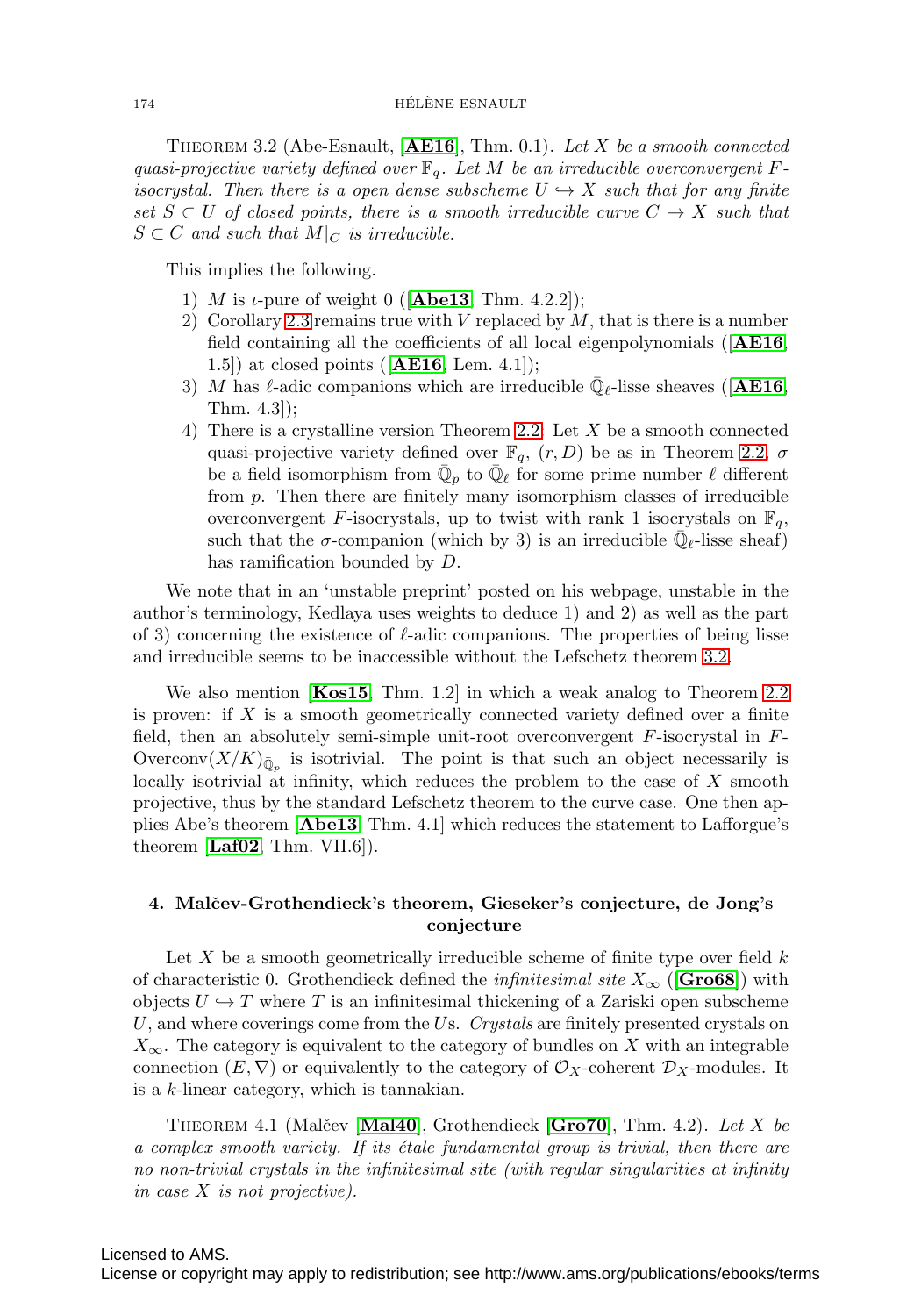THEOREM 3.2 (Abe-Esnault, [**AE16**], Thm. 0.1). *Let $X$ be a smooth connected quasi-projective variety defined over $\mathbb{F}_q$. Let $M$ be an irreducible overconvergent $F$-isocrystal. Then there is a open dense subscheme $U \hookrightarrow X$ such that for any finite set $S \subset U$ of closed points, there is a smooth irreducible curve $C \to X$ such that $S \subset C$ and such that $M|_C$ is irreducible.*

This implies the following.

1) $M$ is $\iota$-pure of weight 0 ([**Abe13**, Thm. 4.2.2]);
2) Corollary 2.3 remains true with $V$ replaced by $M$, that is there is a number field containing all the coefficients of all local eigenpolynomials ([**AE16**, 1.5]) at closed points ([**AE16**, Lem. 4.1]);
3) $M$ has $\ell$-adic companions which are irreducible $\bar{\mathbb{Q}}_\ell$-lisse sheaves ([**AE16**, Thm. 4.3]);
4) There is a crystalline version Theorem 2.2: Let $X$ be a smooth connected quasi-projective variety defined over $\mathbb{F}_q$, $(r, D)$ be as in Theorem 2.2, $\sigma$ be a field isomorphism from $\bar{\mathbb{Q}}_p$ to $\bar{\mathbb{Q}}_\ell$ for some prime number $\ell$ different from $p$. Then there are finitely many isomorphism classes of irreducible overconvergent $F$-isocrystals, up to twist with rank 1 isocrystals on $\mathbb{F}_q$, such that the $\sigma$-companion (which by 3) is an irreducible $\bar{\mathbb{Q}}_\ell$-lisse sheaf) has ramification bounded by $D$.

We note that in an 'unstable preprint' posted on his webpage, unstable in the author's terminology, Kedlaya uses weights to deduce 1) and 2) as well as the part of 3) concerning the existence of $\ell$-adic companions. The properties of being lisse and irreducible seems to be inaccessible without the Lefschetz theorem 3.2.

We also mention [**Kos15**, Thm. 1.2] in which a weak analog to Theorem 2.2 is proven: if $X$ is a smooth geometrically connected variety defined over a finite field, then an absolutely semi-simple unit-root overconvergent $F$-isocrystal in $F$-$\text{Overconv}(X/K)_{\bar{\mathbb{Q}}_p}$ is isotrivial. The point is that such an object necessarily is locally isotrivial at infinity, which reduces the problem to the case of $X$ smooth projective, thus by the standard Lefschetz theorem to the curve case. One then applies Abe's theorem [**Abe13**, Thm. 4.1] which reduces the statement to Lafforgue's theorem [**Laf02**, Thm. VII.6]).

## 4. Malčev-Grothendieck's theorem, Gieseker's conjecture, de Jong's conjecture

Let $X$ be a smooth geometrically irreducible scheme of finite type over field $k$ of characteristic 0. Grothendieck defined the *infinitesimal site* $X_\infty$ ([**Gro68**]) with objects $U \hookrightarrow T$ where $T$ is an infinitesimal thickening of a Zariski open subscheme $U$, and where coverings come from the $U$s. *Crystals* are finitely presented crystals on $X_\infty$. The category is equivalent to the category of bundles on $X$ with an integrable connection $(E, \nabla)$ or equivalently to the category of $\mathcal{O}_X$-coherent $\mathcal{D}_X$-modules. It is a $k$-linear category, which is tannakian.

THEOREM 4.1 (Malčev [**Mal40**], Grothendieck [**Gro70**], Thm. 4.2). *Let $X$ be a complex smooth variety. If its étale fundamental group is trivial, then there are no non-trivial crystals in the infinitesimal site (with regular singularities at infinity in case $X$ is not projective).*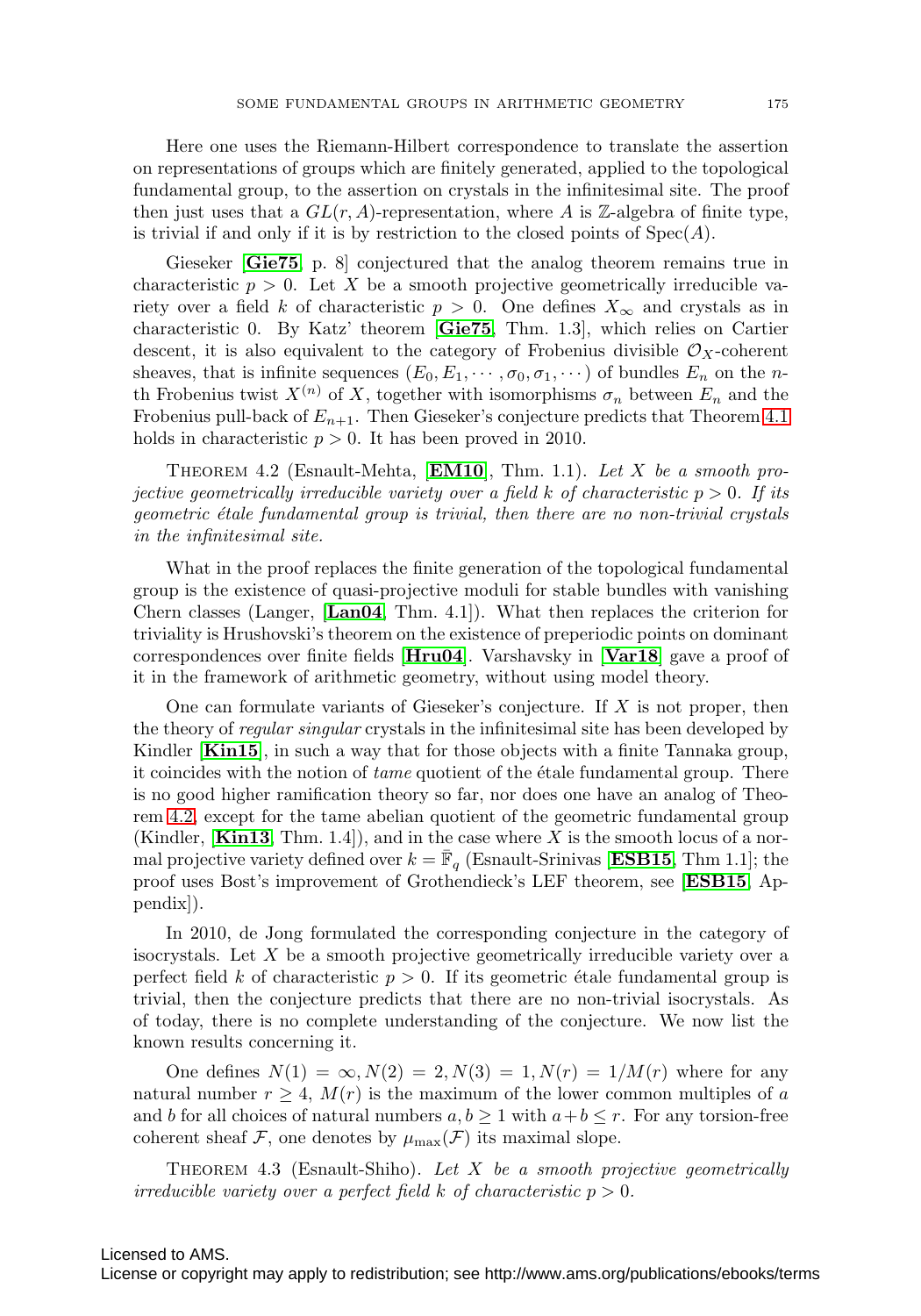Here one uses the Riemann-Hilbert correspondence to translate the assertion on representations of groups which are finitely generated, applied to the topological fundamental group, to the assertion on crystals in the infinitesimal site. The proof then just uses that a $GL(r, A)$-representation, where $A$ is $\mathbb{Z}$-algebra of finite type, is trivial if and only if it is by restriction to the closed points of $\mathrm{Spec}(A)$.

Gieseker [**Gie75**, p. 8] conjectured that the analog theorem remains true in characteristic $p > 0$. Let $X$ be a smooth projective geometrically irreducible variety over a field $k$ of characteristic $p > 0$. One defines $X_\infty$ and crystals as in characteristic 0. By Katz' theorem [**Gie75**, Thm. 1.3], which relies on Cartier descent, it is also equivalent to the category of Frobenius divisible $\mathcal{O}_X$-coherent sheaves, that is infinite sequences $(E_0, E_1, \cdots, \sigma_0, \sigma_1, \cdots)$ of bundles $E_n$ on the $n$-th Frobenius twist $X^{(n)}$ of $X$, together with isomorphisms $\sigma_n$ between $E_n$ and the Frobenius pull-back of $E_{n+1}$. Then Gieseker's conjecture predicts that Theorem 4.1 holds in characteristic $p > 0$. It has been proved in 2010.

THEOREM 4.2 (Esnault-Mehta, [**EM10**], Thm. 1.1). *Let $X$ be a smooth projective geometrically irreducible variety over a field $k$ of characteristic $p > 0$. If its geometric étale fundamental group is trivial, then there are no non-trivial crystals in the infinitesimal site.*

What in the proof replaces the finite generation of the topological fundamental group is the existence of quasi-projective moduli for stable bundles with vanishing Chern classes (Langer, [**Lan04**, Thm. 4.1]). What then replaces the criterion for triviality is Hrushovski's theorem on the existence of preperiodic points on dominant correspondences over finite fields [**Hru04**]. Varshavsky in [**Var18**] gave a proof of it in the framework of arithmetic geometry, without using model theory.

One can formulate variants of Gieseker's conjecture. If $X$ is not proper, then the theory of *regular singular* crystals in the infinitesimal site has been developed by Kindler [**Kin15**], in such a way that for those objects with a finite Tannaka group, it coincides with the notion of *tame* quotient of the étale fundamental group. There is no good higher ramification theory so far, nor does one have an analog of Theorem 4.2, except for the tame abelian quotient of the geometric fundamental group (Kindler, [**Kin13**, Thm. 1.4]), and in the case where $X$ is the smooth locus of a normal projective variety defined over $k = \bar{\mathbb{F}}_q$ (Esnault-Srinivas [**ESB15**, Thm 1.1]; the proof uses Bost's improvement of Grothendieck's LEF theorem, see [**ESB15**, Appendix]).

In 2010, de Jong formulated the corresponding conjecture in the category of isocrystals. Let $X$ be a smooth projective geometrically irreducible variety over a perfect field $k$ of characteristic $p > 0$. If its geometric étale fundamental group is trivial, then the conjecture predicts that there are no non-trivial isocrystals. As of today, there is no complete understanding of the conjecture. We now list the known results concerning it.

One defines $N(1) = \infty, N(2) = 2, N(3) = 1, N(r) = 1/M(r)$ where for any natural number $r \geq 4$, $M(r)$ is the maximum of the lower common multiples of $a$ and $b$ for all choices of natural numbers $a, b \geq 1$ with $a + b \leq r$. For any torsion-free coherent sheaf $\mathcal{F}$, one denotes by $\mu_{\max}(\mathcal{F})$ its maximal slope.

THEOREM 4.3 (Esnault-Shiho). *Let $X$ be a smooth projective geometrically irreducible variety over a perfect field $k$ of characteristic $p > 0$.*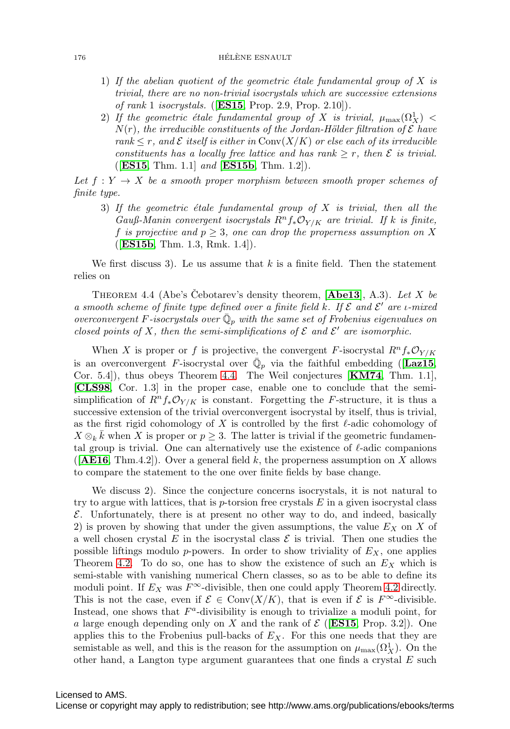1) *If the abelian quotient of the geometric étale fundamental group of $X$ is trivial, there are no non-trivial isocrystals which are successive extensions of rank* 1 *isocrystals.* ([**ES15**, Prop. 2.9, Prop. 2.10]).
2) *If the geometric étale fundamental group of $X$ is trivial, $\mu_{\max}(\Omega^1_X) < N(r)$, the irreducible constituents of the Jordan-Hölder filtration of $\mathcal{E}$ have rank $\leq r$, and $\mathcal{E}$ itself is either in $\mathrm{Conv}(X/K)$ or else each of its irreducible constituents has a locally free lattice and has rank $\geq r$, then $\mathcal{E}$ is trivial.* ([**ES15**, Thm. 1.1] *and* [**ES15b**, Thm. 1.2]).

*Let $f : Y \to X$ be a smooth proper morphism between smooth proper schemes of finite type.*

3) *If the geometric étale fundamental group of $X$ is trivial, then all the Gauß-Manin convergent isocrystals $R^n f_* \mathcal{O}_{Y/K}$ are trivial. If $k$ is finite, $f$ is projective and $p \geq 3$, one can drop the properness assumption on $X$* ([**ES15b**, Thm. 1.3, Rmk. 1.4]).

We first discuss 3). Le us assume that $k$ is a finite field. Then the statement relies on

Theorem 4.4 (Abe's Čebotarev's density theorem, [**Abe13**, A.3). *Let $X$ be a smooth scheme of finite type defined over a finite field $k$. If $\mathcal{E}$ and $\mathcal{E}'$ are $\iota$-mixed overconvergent $F$-isocrystals over $\bar{\mathbb{Q}}_p$ with the same set of Frobenius eigenvalues on closed points of $X$, then the semi-simplifications of $\mathcal{E}$ and $\mathcal{E}'$ are isomorphic.*

When $X$ is proper or $f$ is projective, the convergent $F$-isocrystal $R^n f_* \mathcal{O}_{Y/K}$ is an overconvergent $F$-isocrystal over $\bar{\mathbb{Q}}_p$ via the faithful embedding ([**Laz15**, Cor. 5.4]), thus obeys Theorem 4.4. The Weil conjectures [**KM74**, Thm. 1.1], [**CLS98**, Cor. 1.3] in the proper case, enable one to conclude that the semi-simplification of $R^n f_* \mathcal{O}_{Y/K}$ is constant. Forgetting the $F$-structure, it is thus a successive extension of the trivial overconvergent isocrystal by itself, thus is trivial, as the first rigid cohomology of $X$ is controlled by the first $\ell$-adic cohomology of $X \otimes_k \bar{k}$ when $X$ is proper or $p \geq 3$. The latter is trivial if the geometric fundamental group is trivial. One can alternatively use the existence of $\ell$-adic companions ([**AE16**, Thm.4.2]). Over a general field $k$, the properness assumption on $X$ allows to compare the statement to the one over finite fields by base change.

We discuss 2). Since the conjecture concerns isocrystals, it is not natural to try to argue with lattices, that is $p$-torsion free crystals $E$ in a given isocrystal class $\mathcal{E}$. Unfortunately, there is at present no other way to do, and indeed, basically 2) is proven by showing that under the given assumptions, the value $E_X$ on $X$ of a well chosen crystal $E$ in the isocrystal class $\mathcal{E}$ is trivial. Then one studies the possible liftings modulo $p$-powers. In order to show triviality of $E_X$, one applies Theorem 4.2. To do so, one has to show the existence of such an $E_X$ which is semi-stable with vanishing numerical Chern classes, so as to be able to define its moduli point. If $E_X$ was $F^\infty$-divisible, then one could apply Theorem 4.2 directly. This is not the case, even if $\mathcal{E} \in \mathrm{Conv}(X/K)$, that is even if $\mathcal{E}$ is $F^\infty$-divisible. Instead, one shows that $F^a$-divisibility is enough to trivialize a moduli point, for $a$ large enough depending only on $X$ and the rank of $\mathcal{E}$ ([**ES15**, Prop. 3.2]). One applies this to the Frobenius pull-backs of $E_X$. For this one needs that they are semistable as well, and this is the reason for the assumption on $\mu_{\max}(\Omega^1_X)$. On the other hand, a Langton type argument guarantees that one finds a crystal $E$ such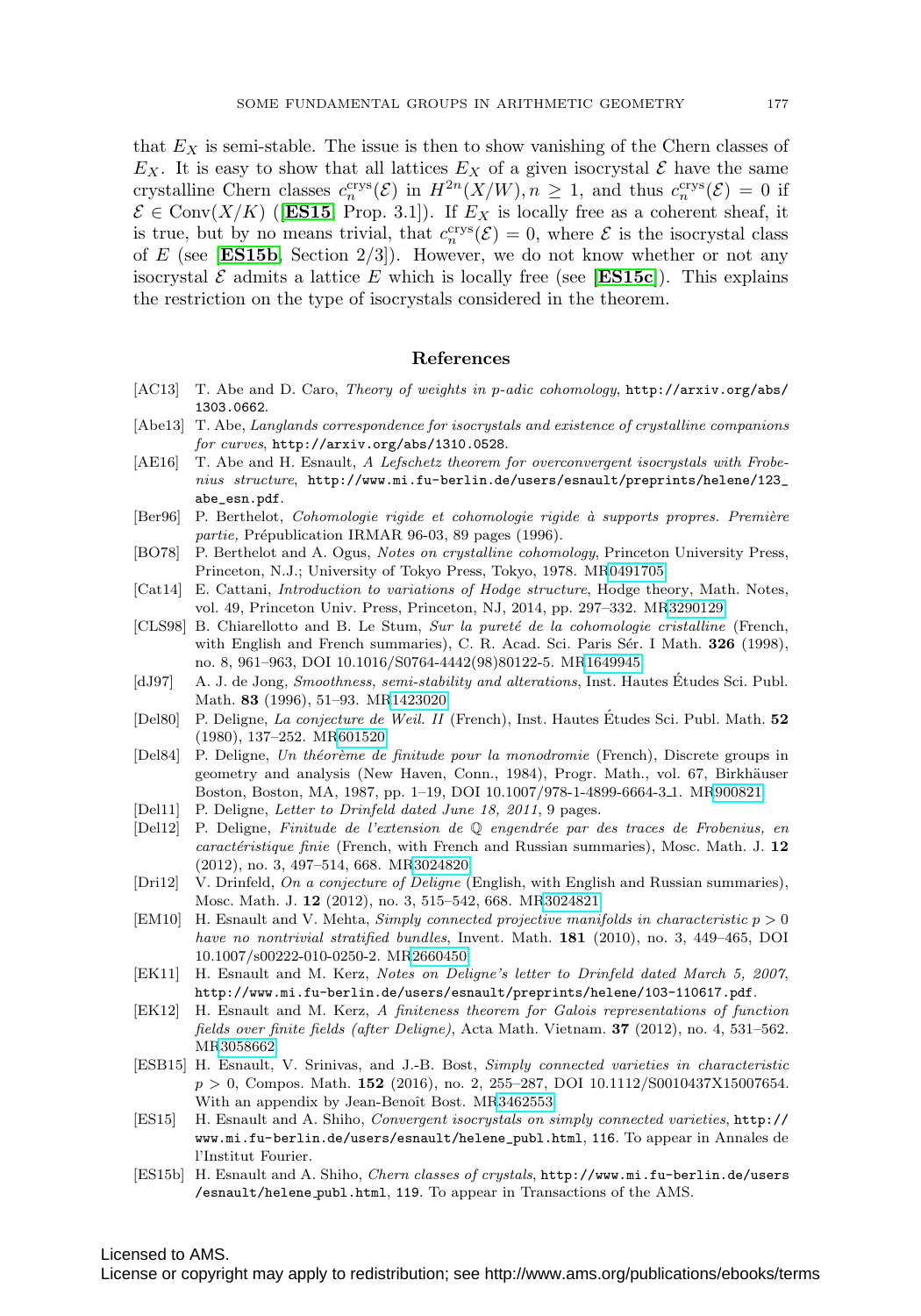that $E_X$ is semi-stable. The issue is then to show vanishing of the Chern classes of $E_X$. It is easy to show that all lattices $E_X$ of a given isocrystal $\mathcal{E}$ have the same crystalline Chern classes $c_n^{\text{crys}}(\mathcal{E})$ in $H^{2n}(X/W), n \geq 1$, and thus $c_n^{\text{crys}}(\mathcal{E}) = 0$ if $\mathcal{E} \in \text{Conv}(X/K)$ ([**ES15**, Prop. 3.1]). If $E_X$ is locally free as a coherent sheaf, it is true, but by no means trivial, that $c_n^{\text{crys}}(\mathcal{E}) = 0$, where $\mathcal{E}$ is the isocrystal class of $E$ (see [**ES15b**, Section 2/3]). However, we do not know whether or not any isocrystal $\mathcal{E}$ admits a lattice $E$ which is locally free (see [**ES15c**]). This explains the restriction on the type of isocrystals considered in the theorem.

## References

- [AC13] T. Abe and D. Caro, *Theory of weights in p-adic cohomology*, http://arxiv.org/abs/1303.0662.
- [Abe13] T. Abe, *Langlands correspondence for isocrystals and existence of crystalline companions for curves*, http://arxiv.org/abs/1310.0528.
- [AE16] T. Abe and H. Esnault, *A Lefschetz theorem for overconvergent isocrystals with Frobenius structure*, http://www.mi.fu-berlin.de/users/esnault/preprints/helene/123_abe_esn.pdf.
- [Ber96] P. Berthelot, *Cohomologie rigide et cohomologie rigide à supports propres. Première partie,* Prépublication IRMAR 96-03, 89 pages (1996).
- [BO78] P. Berthelot and A. Ogus, *Notes on crystalline cohomology*, Princeton University Press, Princeton, N.J.; University of Tokyo Press, Tokyo, 1978. MR0491705
- [Cat14] E. Cattani, *Introduction to variations of Hodge structure*, Hodge theory, Math. Notes, vol. 49, Princeton Univ. Press, Princeton, NJ, 2014, pp. 297–332. MR3290129
- [CLS98] B. Chiarellotto and B. Le Stum, *Sur la pureté de la cohomologie cristalline* (French, with English and French summaries), C. R. Acad. Sci. Paris Sér. I Math. **326** (1998), no. 8, 961–963, DOI 10.1016/S0764-4442(98)80122-5. MR1649945
- [dJ97] A. J. de Jong, *Smoothness, semi-stability and alterations*, Inst. Hautes Études Sci. Publ. Math. **83** (1996), 51–93. MR1423020
- [Del80] P. Deligne, *La conjecture de Weil. II* (French), Inst. Hautes Études Sci. Publ. Math. **52** (1980), 137–252. MR601520
- [Del84] P. Deligne, *Un théorème de finitude pour la monodromie* (French), Discrete groups in geometry and analysis (New Haven, Conn., 1984), Progr. Math., vol. 67, Birkhäuser Boston, Boston, MA, 1987, pp. 1–19, DOI 10.1007/978-1-4899-6664-3_1. MR900821
- [Del11] P. Deligne, *Letter to Drinfeld dated June 18, 2011*, 9 pages.
- [Del12] P. Deligne, *Finitude de l'extension de $\mathbb{Q}$ engendrée par des traces de Frobenius, en caractéristique finie* (French, with French and Russian summaries), Mosc. Math. J. **12** (2012), no. 3, 497–514, 668. MR3024820
- [Dri12] V. Drinfeld, *On a conjecture of Deligne* (English, with English and Russian summaries), Mosc. Math. J. **12** (2012), no. 3, 515–542, 668. MR3024821
- [EM10] H. Esnault and V. Mehta, *Simply connected projective manifolds in characteristic $p > 0$ have no nontrivial stratified bundles*, Invent. Math. **181** (2010), no. 3, 449–465, DOI 10.1007/s00222-010-0250-2. MR2660450
- [EK11] H. Esnault and M. Kerz, *Notes on Deligne's letter to Drinfeld dated March 5, 2007*, http://www.mi.fu-berlin.de/users/esnault/preprints/helene/103-110617.pdf.
- [EK12] H. Esnault and M. Kerz, *A finiteness theorem for Galois representations of function fields over finite fields (after Deligne)*, Acta Math. Vietnam. **37** (2012), no. 4, 531–562. MR3058662
- [ESB15] H. Esnault, V. Srinivas, and J.-B. Bost, *Simply connected varieties in characteristic $p > 0$*, Compos. Math. **152** (2016), no. 2, 255–287, DOI 10.1112/S0010437X15007654. With an appendix by Jean-Benoît Bost. MR3462553
- [ES15] H. Esnault and A. Shiho, *Convergent isocrystals on simply connected varieties*, http://www.mi.fu-berlin.de/users/esnault/helene_publ.html, 116. To appear in Annales de l'Institut Fourier.
- [ES15b] H. Esnault and A. Shiho, *Chern classes of crystals*, http://www.mi.fu-berlin.de/users/esnault/helene_publ.html, 119. To appear in Transactions of the AMS.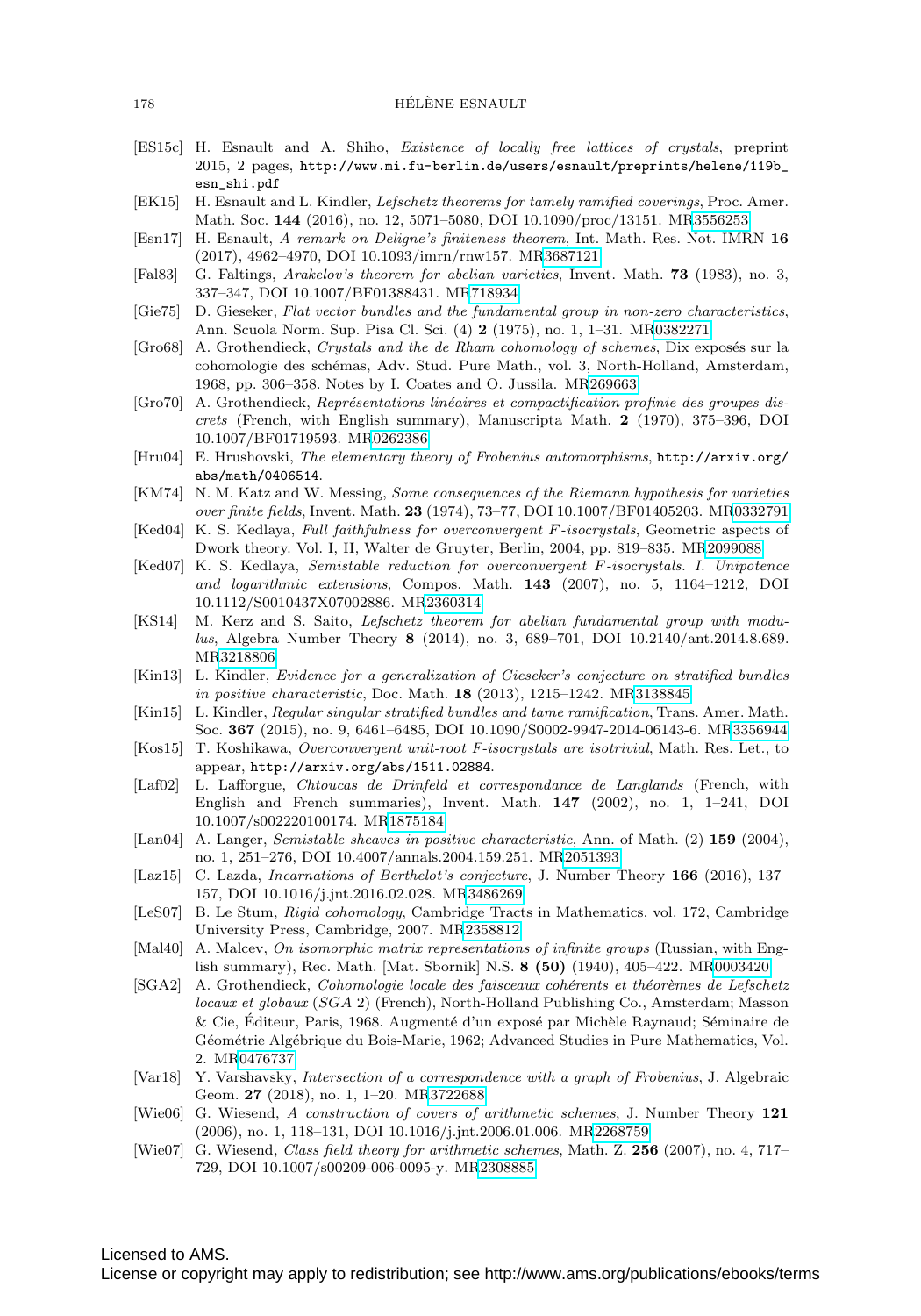- [ES15c] H. Esnault and A. Shiho, *Existence of locally free lattices of crystals*, preprint 2015, 2 pages, http://www.mi.fu-berlin.de/users/esnault/preprints/helene/119b_esn_shi.pdf
- [EK15] H. Esnault and L. Kindler, *Lefschetz theorems for tamely ramified coverings*, Proc. Amer. Math. Soc. **144** (2016), no. 12, 5071–5080, DOI 10.1090/proc/13151. MR3556253
- [Esn17] H. Esnault, *A remark on Deligne's finiteness theorem*, Int. Math. Res. Not. IMRN **16** (2017), 4962–4970, DOI 10.1093/imrn/rnw157. MR3687121
- [Fal83] G. Faltings, *Arakelov's theorem for abelian varieties*, Invent. Math. **73** (1983), no. 3, 337–347, DOI 10.1007/BF01388431. MR718934
- [Gie75] D. Gieseker, *Flat vector bundles and the fundamental group in non-zero characteristics*, Ann. Scuola Norm. Sup. Pisa Cl. Sci. (4) **2** (1975), no. 1, 1–31. MR0382271
- [Gro68] A. Grothendieck, *Crystals and the de Rham cohomology of schemes*, Dix exposés sur la cohomologie des schémas, Adv. Stud. Pure Math., vol. 3, North-Holland, Amsterdam, 1968, pp. 306–358. Notes by I. Coates and O. Jussila. MR269663
- [Gro70] A. Grothendieck, *Représentations linéaires et compactification profinie des groupes discrets* (French, with English summary), Manuscripta Math. **2** (1970), 375–396, DOI 10.1007/BF01719593. MR0262386
- [Hru04] E. Hrushovski, *The elementary theory of Frobenius automorphisms*, http://arxiv.org/abs/math/0406514.
- [KM74] N. M. Katz and W. Messing, *Some consequences of the Riemann hypothesis for varieties over finite fields*, Invent. Math. **23** (1974), 73–77, DOI 10.1007/BF01405203. MR0332791
- [Ked04] K. S. Kedlaya, *Full faithfulness for overconvergent $F$-isocrystals*, Geometric aspects of Dwork theory. Vol. I, II, Walter de Gruyter, Berlin, 2004, pp. 819–835. MR2099088
- [Ked07] K. S. Kedlaya, *Semistable reduction for overconvergent $F$-isocrystals. I. Unipotence and logarithmic extensions*, Compos. Math. **143** (2007), no. 5, 1164–1212, DOI 10.1112/S0010437X07002886. MR2360314
- [KS14] M. Kerz and S. Saito, *Lefschetz theorem for abelian fundamental group with modulus*, Algebra Number Theory **8** (2014), no. 3, 689–701, DOI 10.2140/ant.2014.8.689. MR3218806
- [Kin13] L. Kindler, *Evidence for a generalization of Gieseker's conjecture on stratified bundles in positive characteristic*, Doc. Math. **18** (2013), 1215–1242. MR3138845
- [Kin15] L. Kindler, *Regular singular stratified bundles and tame ramification*, Trans. Amer. Math. Soc. **367** (2015), no. 9, 6461–6485, DOI 10.1090/S0002-9947-2014-06143-6. MR3356944
- [Kos15] T. Koshikawa, *Overconvergent unit-root $F$-isocrystals are isotrivial*, Math. Res. Let., to appear, http://arxiv.org/abs/1511.02884.
- [Laf02] L. Lafforgue, *Chtoucas de Drinfeld et correspondance de Langlands* (French, with English and French summaries), Invent. Math. **147** (2002), no. 1, 1–241, DOI 10.1007/s002220100174. MR1875184
- [Lan04] A. Langer, *Semistable sheaves in positive characteristic*, Ann. of Math. (2) **159** (2004), no. 1, 251–276, DOI 10.4007/annals.2004.159.251. MR2051393
- [Laz15] C. Lazda, *Incarnations of Berthelot's conjecture*, J. Number Theory **166** (2016), 137–157, DOI 10.1016/j.jnt.2016.02.028. MR3486269
- [LeS07] B. Le Stum, *Rigid cohomology*, Cambridge Tracts in Mathematics, vol. 172, Cambridge University Press, Cambridge, 2007. MR2358812
- [Mal40] A. Malcev, *On isomorphic matrix representations of infinite groups* (Russian, with English summary), Rec. Math. [Mat. Sbornik] N.S. **8 (50)** (1940), 405–422. MR0003420
- [SGA2] A. Grothendieck, *Cohomologie locale des faisceaux cohérents et théorèmes de Lefschetz locaux et globaux* (*SGA* 2) (French), North-Holland Publishing Co., Amsterdam; Masson & Cie, Éditeur, Paris, 1968. Augmenté d'un exposé par Michèle Raynaud; Séminaire de Géométrie Algébrique du Bois-Marie, 1962; Advanced Studies in Pure Mathematics, Vol. 2. MR0476737
- [Var18] Y. Varshavsky, *Intersection of a correspondence with a graph of Frobenius*, J. Algebraic Geom. **27** (2018), no. 1, 1–20. MR3722688
- [Wie06] G. Wiesend, *A construction of covers of arithmetic schemes*, J. Number Theory **121** (2006), no. 1, 118–131, DOI 10.1016/j.jnt.2006.01.006. MR2268759
- [Wie07] G. Wiesend, *Class field theory for arithmetic schemes*, Math. Z. **256** (2007), no. 4, 717–729, DOI 10.1007/s00209-006-0095-y. MR2308885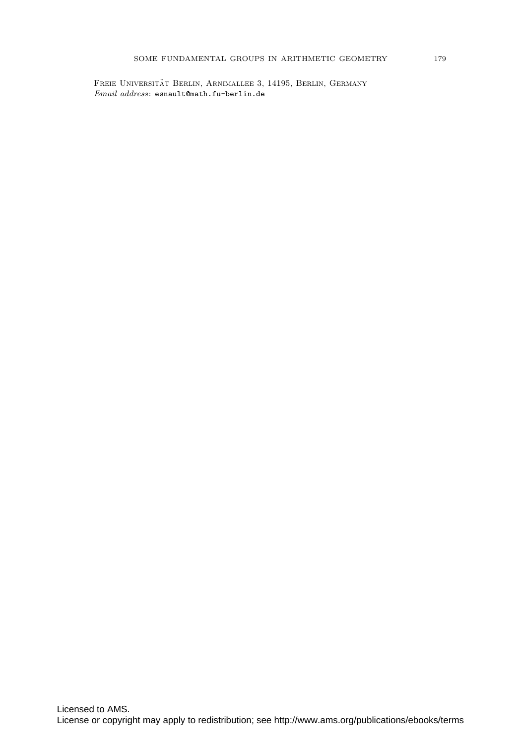Freie Universität Berlin, Arnimallee 3, 14195, Berlin, Germany
*Email address*: `esnault@math.fu-berlin.de`

Licensed to AMS.
License or copyright may apply to redistribution; see http://www.ams.org/publications/ebooks/terms